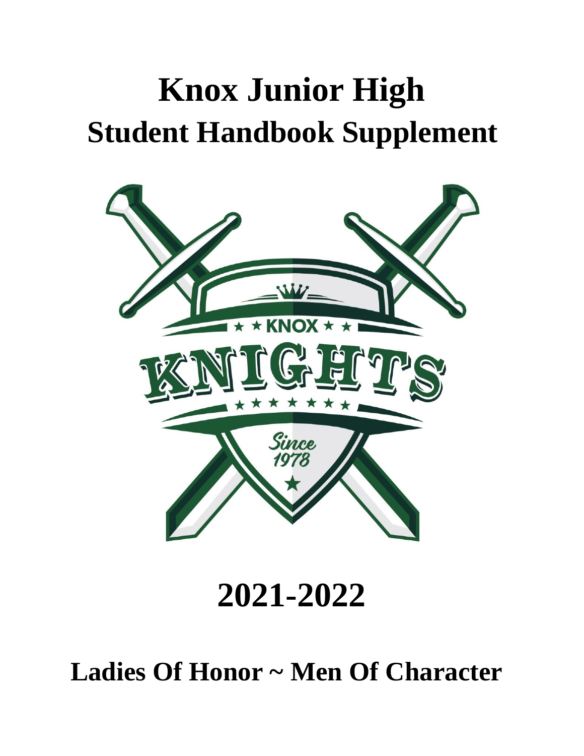# Knox Junior High

## Student Handbook Supplement

## 2021-2022

## Ladies Of Honor ~ Men Of Character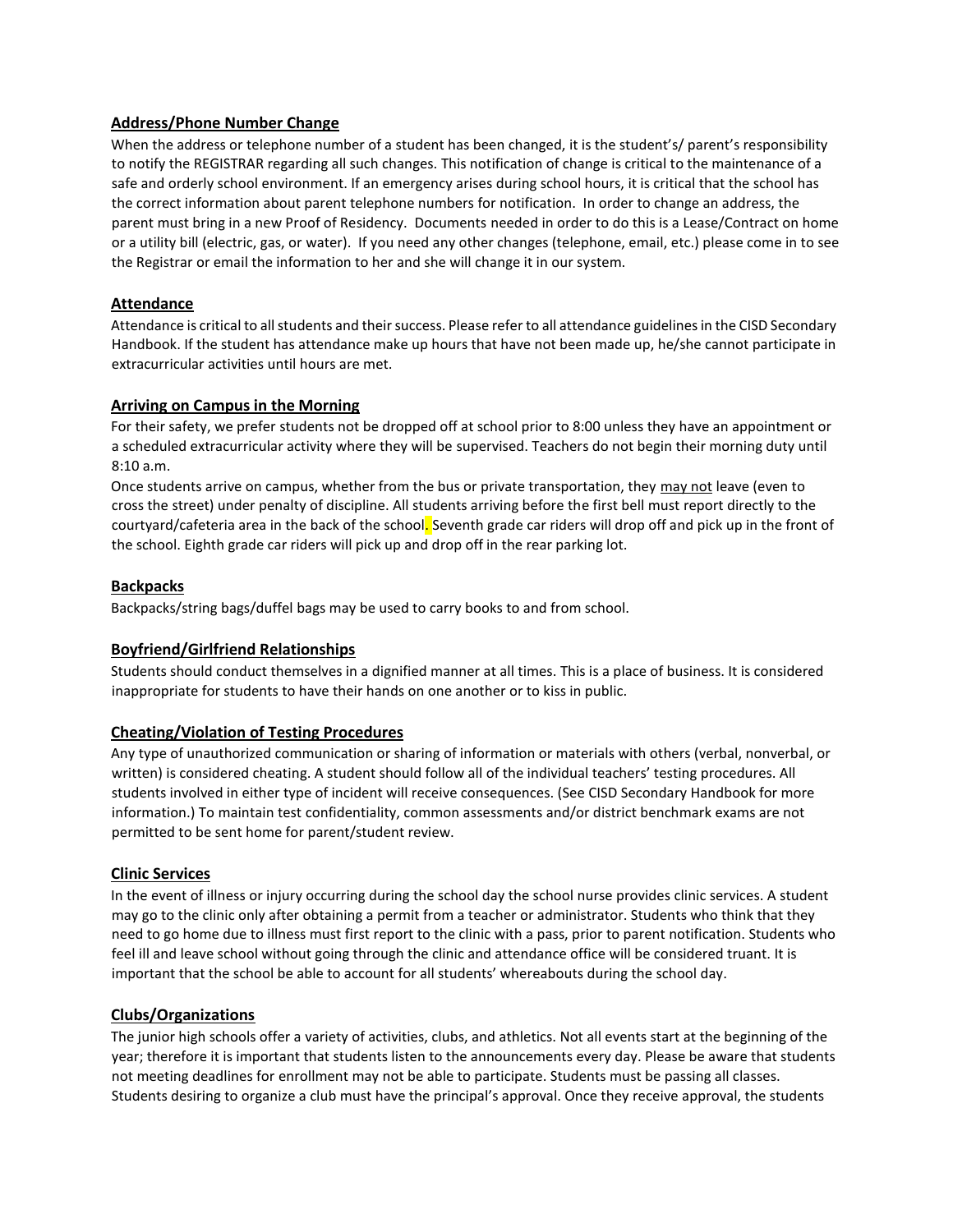## Address/Phone Number Change

When the address or telephone number of a student has been changed, it is the student's/ parent's responsibility to notify the REGISTRAR regarding all such changes. This notification of change is critical to the maintenance of a safe and orderly school environment. If an emergency arises during school hours, it is critical that the school has the correct information about parent telephone numbers for notification. In order to change an address, the parent must bring in a new Proof of Residency. Documents needed in order to do this is a Lease/Contract on home or a utility bill (electric, gas, or water). If you need any other changes (telephone, email, etc.) please come in to see the Registrar or email the information to her and she will change it in our system.

## Attendance

Attendance is critical to all students and their success. Please refer to all attendance guidelines in the CISD Secondary Handbook. If the student has attendance make up hours that have not been made up, he/she cannot participate in extracurricular activities until hours are met.

## Arriving on Campus in the Morning

For their safety, we prefer students not be dropped off at school prior to 8:00 unless they have an appointment or a scheduled extracurricular activity where they will be supervised. Teachers do not begin their morning duty until 8:10 a.m.

Once students arrive on campus, whether from the bus or private transportation, they may not leave (even to cross the street) under penalty of discipline. All students arriving before the first bell must report directly to the courtyard/cafeteria area in the back of the school. Seventh grade car riders will drop off and pick up in the front of the school. Eighth grade car riders will pick up and drop off in the rear parking lot.

## Backpacks

Backpacks/string bags/duffel bags may be used to carry books to and from school.

## Boyfriend/Girlfriend Relationships

Students should conduct themselves in a dignified manner at all times. This is a place of business. It is considered inappropriate for students to have their hands on one another or to kiss in public.

## Cheating/Violation of Testing Procedures

Any type of unauthorized communication or sharing of information or materials with others (verbal, nonverbal, or written) is considered cheating. A student should follow all of the individual teachers' testing procedures. All students involved in either type of incident will receive consequences. (See CISD Secondary Handbook for more information.) To maintain test confidentiality, common assessments and/or district benchmark exams are not permitted to be sent home for parent/student review.

## Clinic Services

In the event of illness or injury occurring during the school day the school nurse provides clinic services. A student may go to the clinic only after obtaining a permit from a teacher or administrator. Students who think that they need to go home due to illness must first report to the clinic with a pass, prior to parent notification. Students who feel ill and leave school without going through the clinic and attendance office will be considered truant. It is important that the school be able to account for all students' whereabouts during the school day.

## Clubs/Organizations

The junior high schools offer a variety of activities, clubs, and athletics. Not all events start at the beginning of the year; therefore it is important that students listen to the announcements every day. Please be aware that students not meeting deadlines for enrollment may not be able to participate. Students must be passing all classes. Students desiring to organize a club must have the principal's approval. Once they receive approval, the students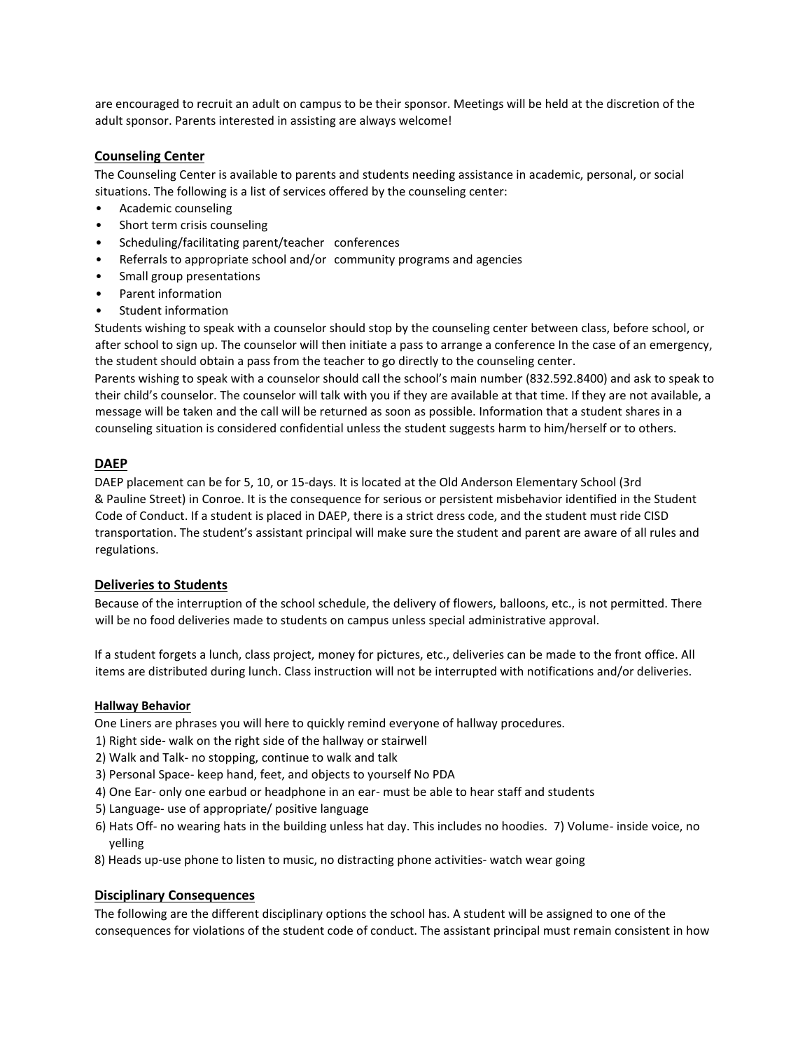are encouraged to recruit an adult on campus to be their sponsor. Meetings will be held at the discretion of the adult sponsor. Parents interested in assisting are always welcome!

## Counseling Center

The Counseling Center is available to parents and students needing assistance in academic, personal, or social situations. The following is a list of services offered by the counseling center:

- Academic counseling
- Short term crisis counseling
- Scheduling/facilitating parent/teacher conferences
- Referrals to appropriate school and/or community programs and agencies
- Small group presentations
- Parent information
- Student information

Students wishing to speak with a counselor should stop by the counseling center between class, before school, or after school to sign up. The counselor will then initiate a pass to arrange a conference In the case of an emergency, the student should obtain a pass from the teacher to go directly to the counseling center.

Parents wishing to speak with a counselor should call the school's main number (832.592.8400) and ask to speak to their child's counselor. The counselor will talk with you if they are available at that time. If they are not available, a message will be taken and the call will be returned as soon as possible. Information that a student shares in a counseling situation is considered confidential unless the student suggests harm to him/herself or to others.

## DAEP

DAEP placement can be for 5, 10, or 15-days. It is located at the Old Anderson Elementary School (3rd & Pauline Street) in Conroe. It is the consequence for serious or persistent misbehavior identified in the Student Code of Conduct. If a student is placed in DAEP, there is a strict dress code, and the student must ride CISD transportation. The student's assistant principal will make sure the student and parent are aware of all rules and regulations.

## Deliveries to Students

Because of the interruption of the school schedule, the delivery of flowers, balloons, etc., is not permitted. There will be no food deliveries made to students on campus unless special administrative approval.

If a student forgets a lunch, class project, money for pictures, etc., deliveries can be made to the front office. All items are distributed during lunch. Class instruction will not be interrupted with notifications and/or deliveries.

### Hallway Behavior

One Liners are phrases you will here to quickly remind everyone of hallway procedures.

1) Right side- walk on the right side of the hallway or stairwell
2) Walk and Talk- no stopping, continue to walk and talk
3) Personal Space- keep hand, feet, and objects to yourself No PDA
4) One Ear- only one earbud or headphone in an ear- must be able to hear staff and students
5) Language- use of appropriate/ positive language
6) Hats Off- no wearing hats in the building unless hat day. This includes no hoodies.
7) Volume- inside voice, no yelling
8) Heads up-use phone to listen to music, no distracting phone activities- watch wear going

## Disciplinary Consequences

The following are the different disciplinary options the school has. A student will be assigned to one of the consequences for violations of the student code of conduct. The assistant principal must remain consistent in how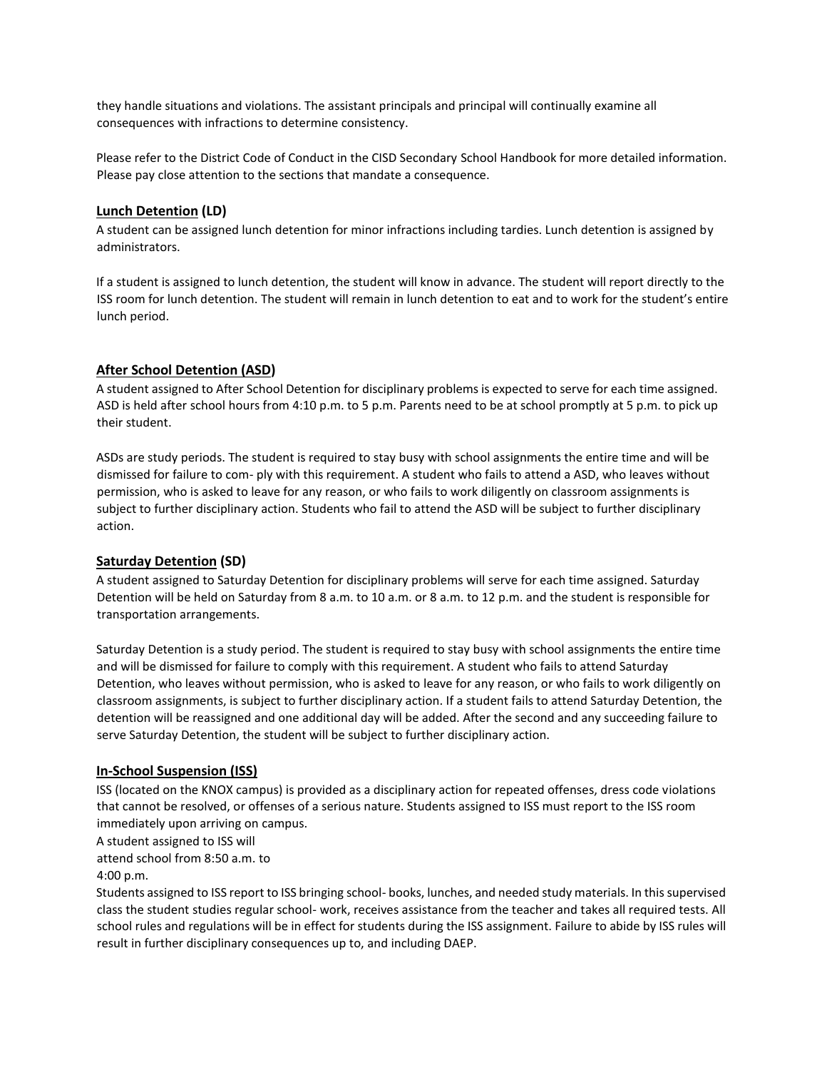they handle situations and violations. The assistant principals and principal will continually examine all consequences with infractions to determine consistency.

Please refer to the District Code of Conduct in the CISD Secondary School Handbook for more detailed information. Please pay close attention to the sections that mandate a consequence.

## Lunch Detention (LD)

A student can be assigned lunch detention for minor infractions including tardies. Lunch detention is assigned by administrators.

If a student is assigned to lunch detention, the student will know in advance. The student will report directly to the ISS room for lunch detention. The student will remain in lunch detention to eat and to work for the student's entire lunch period.

## After School Detention (ASD)

A student assigned to After School Detention for disciplinary problems is expected to serve for each time assigned. ASD is held after school hours from 4:10 p.m. to 5 p.m. Parents need to be at school promptly at 5 p.m. to pick up their student.

ASDs are study periods. The student is required to stay busy with school assignments the entire time and will be dismissed for failure to com- ply with this requirement. A student who fails to attend a ASD, who leaves without permission, who is asked to leave for any reason, or who fails to work diligently on classroom assignments is subject to further disciplinary action. Students who fail to attend the ASD will be subject to further disciplinary action.

## Saturday Detention (SD)

A student assigned to Saturday Detention for disciplinary problems will serve for each time assigned. Saturday Detention will be held on Saturday from 8 a.m. to 10 a.m. or 8 a.m. to 12 p.m. and the student is responsible for transportation arrangements.

Saturday Detention is a study period. The student is required to stay busy with school assignments the entire time and will be dismissed for failure to comply with this requirement. A student who fails to attend Saturday Detention, who leaves without permission, who is asked to leave for any reason, or who fails to work diligently on classroom assignments, is subject to further disciplinary action. If a student fails to attend Saturday Detention, the detention will be reassigned and one additional day will be added. After the second and any succeeding failure to serve Saturday Detention, the student will be subject to further disciplinary action.

## In-School Suspension (ISS)

ISS (located on the KNOX campus) is provided as a disciplinary action for repeated offenses, dress code violations that cannot be resolved, or offenses of a serious nature. Students assigned to ISS must report to the ISS room immediately upon arriving on campus.

A student assigned to ISS will attend school from 8:50 a.m. to 4:00 p.m.

Students assigned to ISS report to ISS bringing school- books, lunches, and needed study materials. In this supervised class the student studies regular school- work, receives assistance from the teacher and takes all required tests. All school rules and regulations will be in effect for students during the ISS assignment. Failure to abide by ISS rules will result in further disciplinary consequences up to, and including DAEP.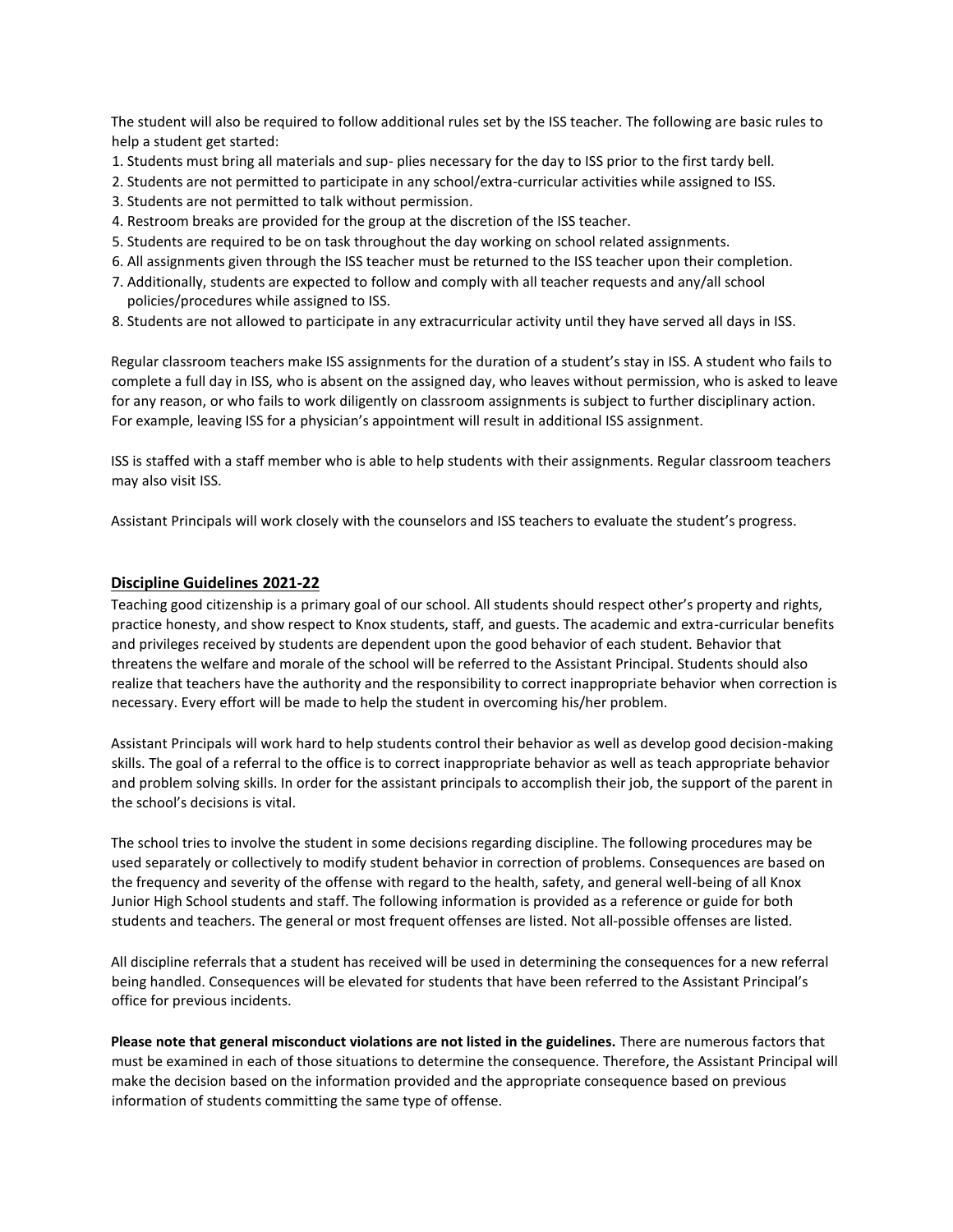The student will also be required to follow additional rules set by the ISS teacher. The following are basic rules to help a student get started:

1. Students must bring all materials and sup- plies necessary for the day to ISS prior to the first tardy bell.
2. Students are not permitted to participate in any school/extra-curricular activities while assigned to ISS.
3. Students are not permitted to talk without permission.
4. Restroom breaks are provided for the group at the discretion of the ISS teacher.
5. Students are required to be on task throughout the day working on school related assignments.
6. All assignments given through the ISS teacher must be returned to the ISS teacher upon their completion.
7. Additionally, students are expected to follow and comply with all teacher requests and any/all school policies/procedures while assigned to ISS.
8. Students are not allowed to participate in any extracurricular activity until they have served all days in ISS.

Regular classroom teachers make ISS assignments for the duration of a student's stay in ISS. A student who fails to complete a full day in ISS, who is absent on the assigned day, who leaves without permission, who is asked to leave for any reason, or who fails to work diligently on classroom assignments is subject to further disciplinary action. For example, leaving ISS for a physician's appointment will result in additional ISS assignment.

ISS is staffed with a staff member who is able to help students with their assignments. Regular classroom teachers may also visit ISS.

Assistant Principals will work closely with the counselors and ISS teachers to evaluate the student's progress.

## Discipline Guidelines 2021-22

Teaching good citizenship is a primary goal of our school. All students should respect other's property and rights, practice honesty, and show respect to Knox students, staff, and guests. The academic and extra-curricular benefits and privileges received by students are dependent upon the good behavior of each student. Behavior that threatens the welfare and morale of the school will be referred to the Assistant Principal. Students should also realize that teachers have the authority and the responsibility to correct inappropriate behavior when correction is necessary. Every effort will be made to help the student in overcoming his/her problem.

Assistant Principals will work hard to help students control their behavior as well as develop good decision-making skills. The goal of a referral to the office is to correct inappropriate behavior as well as teach appropriate behavior and problem solving skills. In order for the assistant principals to accomplish their job, the support of the parent in the school's decisions is vital.

The school tries to involve the student in some decisions regarding discipline. The following procedures may be used separately or collectively to modify student behavior in correction of problems. Consequences are based on the frequency and severity of the offense with regard to the health, safety, and general well-being of all Knox Junior High School students and staff. The following information is provided as a reference or guide for both students and teachers. The general or most frequent offenses are listed. Not all-possible offenses are listed.

All discipline referrals that a student has received will be used in determining the consequences for a new referral being handled. Consequences will be elevated for students that have been referred to the Assistant Principal's office for previous incidents.

**Please note that general misconduct violations are not listed in the guidelines.** There are numerous factors that must be examined in each of those situations to determine the consequence. Therefore, the Assistant Principal will make the decision based on the information provided and the appropriate consequence based on previous information of students committing the same type of offense.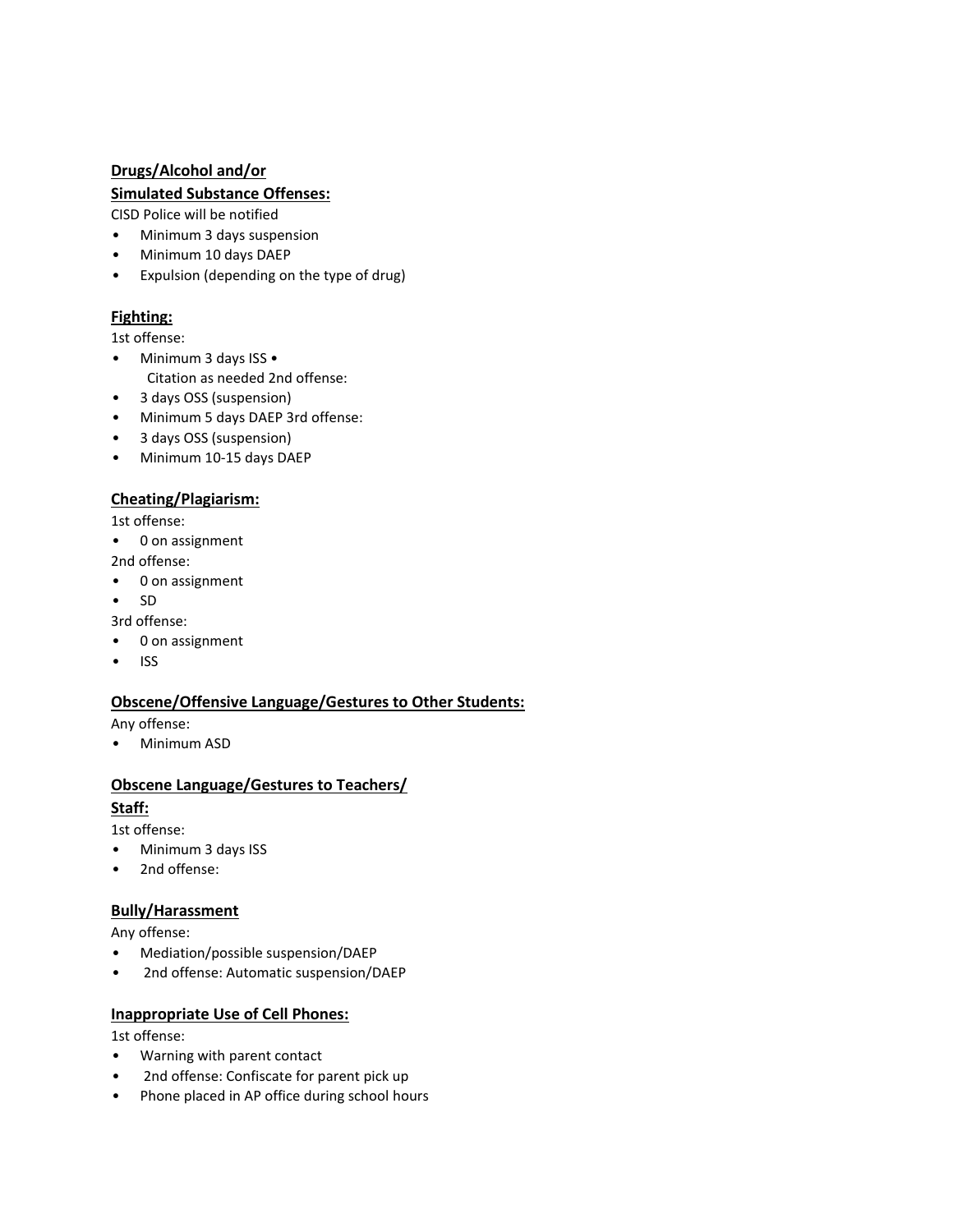**Drugs/Alcohol and/or**
**Simulated Substance Offenses:**

CISD Police will be notified

- Minimum 3 days suspension
- Minimum 10 days DAEP
- Expulsion (depending on the type of drug)

**Fighting:**

1st offense:

- Minimum 3 days ISS •
  Citation as needed 2nd offense:
- 3 days OSS (suspension)
- Minimum 5 days DAEP 3rd offense:
- 3 days OSS (suspension)
- Minimum 10-15 days DAEP

**Cheating/Plagiarism:**

1st offense:

- 0 on assignment

2nd offense:

- 0 on assignment
- SD

3rd offense:

- 0 on assignment
- ISS

**Obscene/Offensive Language/Gestures to Other Students:**

Any offense:

- Minimum ASD

**Obscene Language/Gestures to Teachers/**
**Staff:**

1st offense:

- Minimum 3 days ISS
- 2nd offense:

**Bully/Harassment**

Any offense:

- Mediation/possible suspension/DAEP
- 2nd offense: Automatic suspension/DAEP

**Inappropriate Use of Cell Phones:**

1st offense:

- Warning with parent contact
- 2nd offense: Confiscate for parent pick up
- Phone placed in AP office during school hours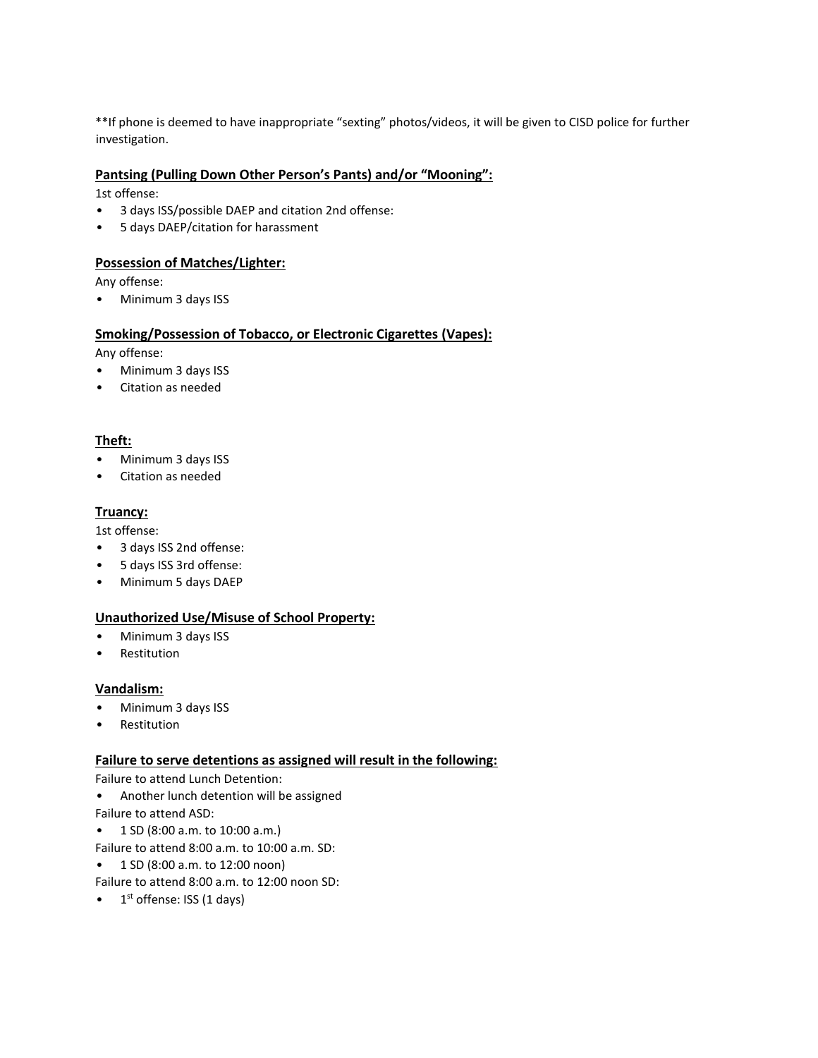**If phone is deemed to have inappropriate "sexting" photos/videos, it will be given to CISD police for further investigation.

**Pantsing (Pulling Down Other Person's Pants) and/or "Mooning":**

1st offense:

- 3 days ISS/possible DAEP and citation 2nd offense:
- 5 days DAEP/citation for harassment

**Possession of Matches/Lighter:**

Any offense:

- Minimum 3 days ISS

**Smoking/Possession of Tobacco, or Electronic Cigarettes (Vapes):**

Any offense:

- Minimum 3 days ISS
- Citation as needed

**Theft:**

- Minimum 3 days ISS
- Citation as needed

**Truancy:**

1st offense:

- 3 days ISS 2nd offense:
- 5 days ISS 3rd offense:
- Minimum 5 days DAEP

**Unauthorized Use/Misuse of School Property:**

- Minimum 3 days ISS
- Restitution

**Vandalism:**

- Minimum 3 days ISS
- Restitution

**Failure to serve detentions as assigned will result in the following:**

Failure to attend Lunch Detention:

- Another lunch detention will be assigned

Failure to attend ASD:

- 1 SD (8:00 a.m. to 10:00 a.m.)

Failure to attend 8:00 a.m. to 10:00 a.m. SD:

- 1 SD (8:00 a.m. to 12:00 noon)

Failure to attend 8:00 a.m. to 12:00 noon SD:

- 1st offense: ISS (1 days)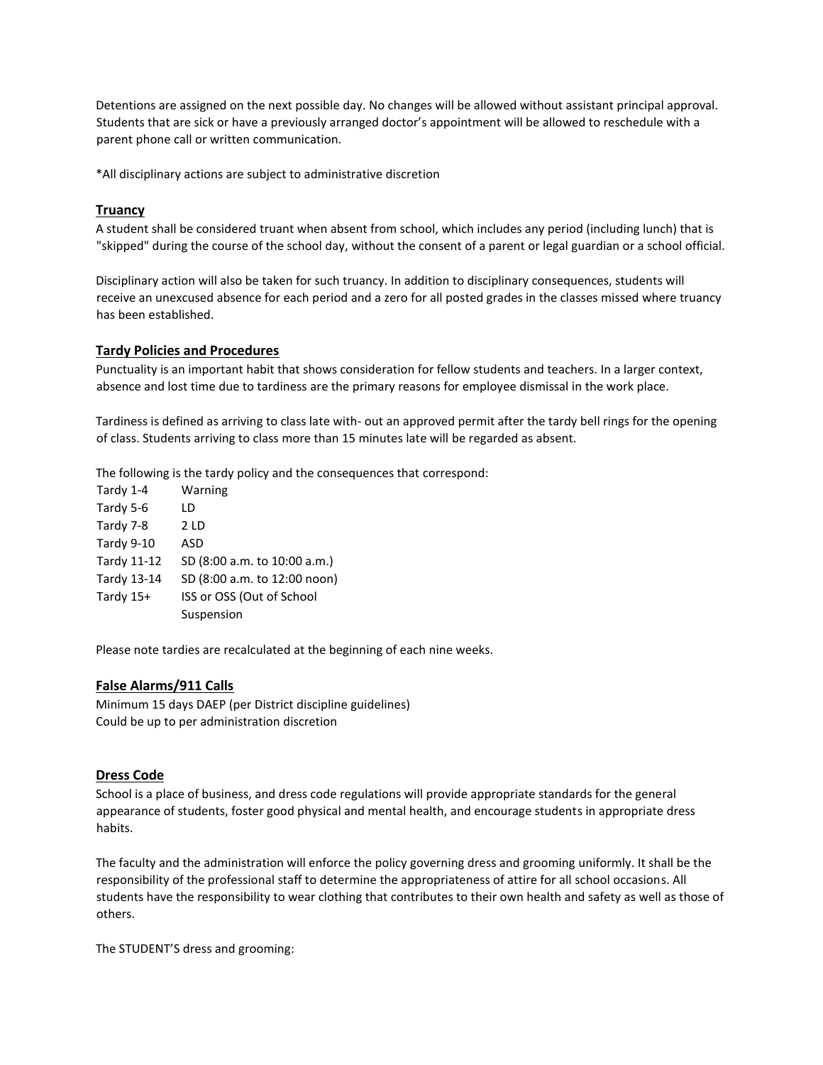Detentions are assigned on the next possible day. No changes will be allowed without assistant principal approval. Students that are sick or have a previously arranged doctor's appointment will be allowed to reschedule with a parent phone call or written communication.

*All disciplinary actions are subject to administrative discretion

## Truancy

A student shall be considered truant when absent from school, which includes any period (including lunch) that is "skipped" during the course of the school day, without the consent of a parent or legal guardian or a school official.

Disciplinary action will also be taken for such truancy. In addition to disciplinary consequences, students will receive an unexcused absence for each period and a zero for all posted grades in the classes missed where truancy has been established.

## Tardy Policies and Procedures

Punctuality is an important habit that shows consideration for fellow students and teachers. In a larger context, absence and lost time due to tardiness are the primary reasons for employee dismissal in the work place.

Tardiness is defined as arriving to class late with- out an approved permit after the tardy bell rings for the opening of class. Students arriving to class more than 15 minutes late will be regarded as absent.

The following is the tardy policy and the consequences that correspond:

| | |
|---|---|
| Tardy 1-4 | Warning |
| Tardy 5-6 | LD |
| Tardy 7-8 | 2 LD |
| Tardy 9-10 | ASD |
| Tardy 11-12 | SD (8:00 a.m. to 10:00 a.m.) |
| Tardy 13-14 | SD (8:00 a.m. to 12:00 noon) |
| Tardy 15+ | ISS or OSS (Out of School Suspension |

Please note tardies are recalculated at the beginning of each nine weeks.

## False Alarms/911 Calls

Minimum 15 days DAEP (per District discipline guidelines)
Could be up to per administration discretion

## Dress Code

School is a place of business, and dress code regulations will provide appropriate standards for the general appearance of students, foster good physical and mental health, and encourage students in appropriate dress habits.

The faculty and the administration will enforce the policy governing dress and grooming uniformly. It shall be the responsibility of the professional staff to determine the appropriateness of attire for all school occasions. All students have the responsibility to wear clothing that contributes to their own health and safety as well as those of others.

The STUDENT'S dress and grooming: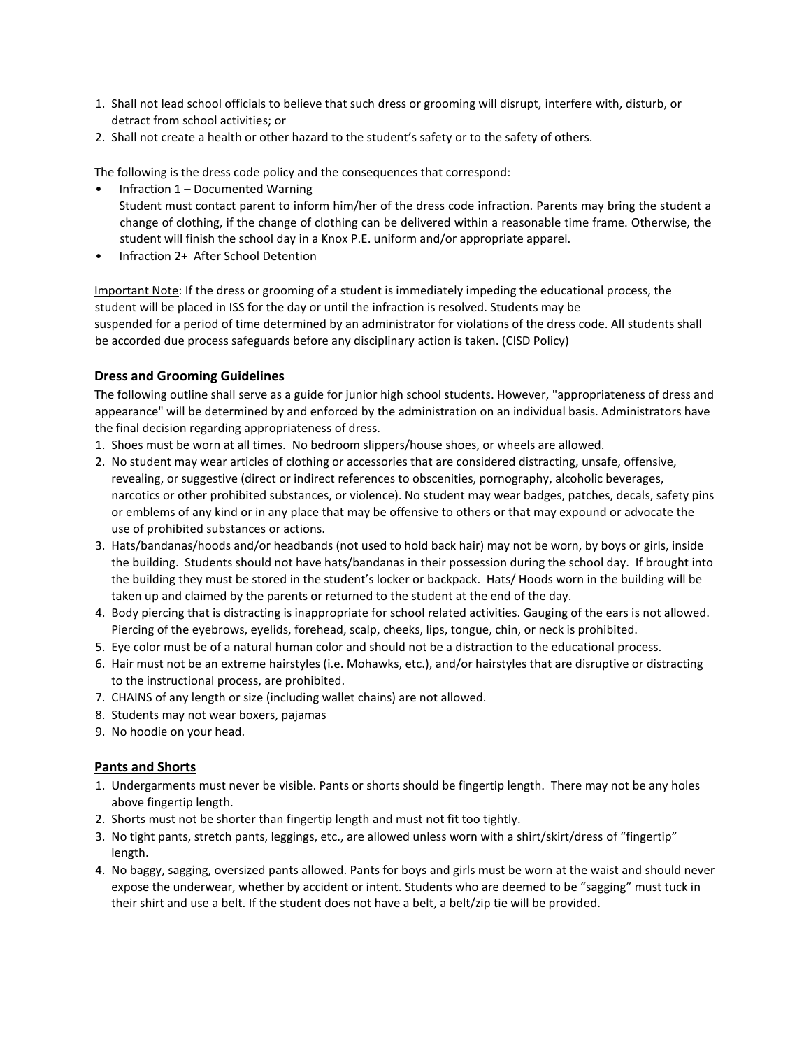1. Shall not lead school officials to believe that such dress or grooming will disrupt, interfere with, disturb, or detract from school activities; or
2. Shall not create a health or other hazard to the student's safety or to the safety of others.

The following is the dress code policy and the consequences that correspond:

- Infraction 1 – Documented Warning
  Student must contact parent to inform him/her of the dress code infraction. Parents may bring the student a change of clothing, if the change of clothing can be delivered within a reasonable time frame. Otherwise, the student will finish the school day in a Knox P.E. uniform and/or appropriate apparel.
- Infraction 2+ After School Detention

Important Note: If the dress or grooming of a student is immediately impeding the educational process, the student will be placed in ISS for the day or until the infraction is resolved. Students may be suspended for a period of time determined by an administrator for violations of the dress code. All students shall be accorded due process safeguards before any disciplinary action is taken. (CISD Policy)

## Dress and Grooming Guidelines

The following outline shall serve as a guide for junior high school students. However, "appropriateness of dress and appearance" will be determined by and enforced by the administration on an individual basis. Administrators have the final decision regarding appropriateness of dress.

1. Shoes must be worn at all times. No bedroom slippers/house shoes, or wheels are allowed.
2. No student may wear articles of clothing or accessories that are considered distracting, unsafe, offensive, revealing, or suggestive (direct or indirect references to obscenities, pornography, alcoholic beverages, narcotics or other prohibited substances, or violence). No student may wear badges, patches, decals, safety pins or emblems of any kind or in any place that may be offensive to others or that may expound or advocate the use of prohibited substances or actions.
3. Hats/bandanas/hoods and/or headbands (not used to hold back hair) may not be worn, by boys or girls, inside the building. Students should not have hats/bandanas in their possession during the school day. If brought into the building they must be stored in the student's locker or backpack. Hats/ Hoods worn in the building will be taken up and claimed by the parents or returned to the student at the end of the day.
4. Body piercing that is distracting is inappropriate for school related activities. Gauging of the ears is not allowed. Piercing of the eyebrows, eyelids, forehead, scalp, cheeks, lips, tongue, chin, or neck is prohibited.
5. Eye color must be of a natural human color and should not be a distraction to the educational process.
6. Hair must not be an extreme hairstyles (i.e. Mohawks, etc.), and/or hairstyles that are disruptive or distracting to the instructional process, are prohibited.
7. CHAINS of any length or size (including wallet chains) are not allowed.
8. Students may not wear boxers, pajamas
9. No hoodie on your head.

## Pants and Shorts

1. Undergarments must never be visible. Pants or shorts should be fingertip length. There may not be any holes above fingertip length.
2. Shorts must not be shorter than fingertip length and must not fit too tightly.
3. No tight pants, stretch pants, leggings, etc., are allowed unless worn with a shirt/skirt/dress of "fingertip" length.
4. No baggy, sagging, oversized pants allowed. Pants for boys and girls must be worn at the waist and should never expose the underwear, whether by accident or intent. Students who are deemed to be "sagging" must tuck in their shirt and use a belt. If the student does not have a belt, a belt/zip tie will be provided.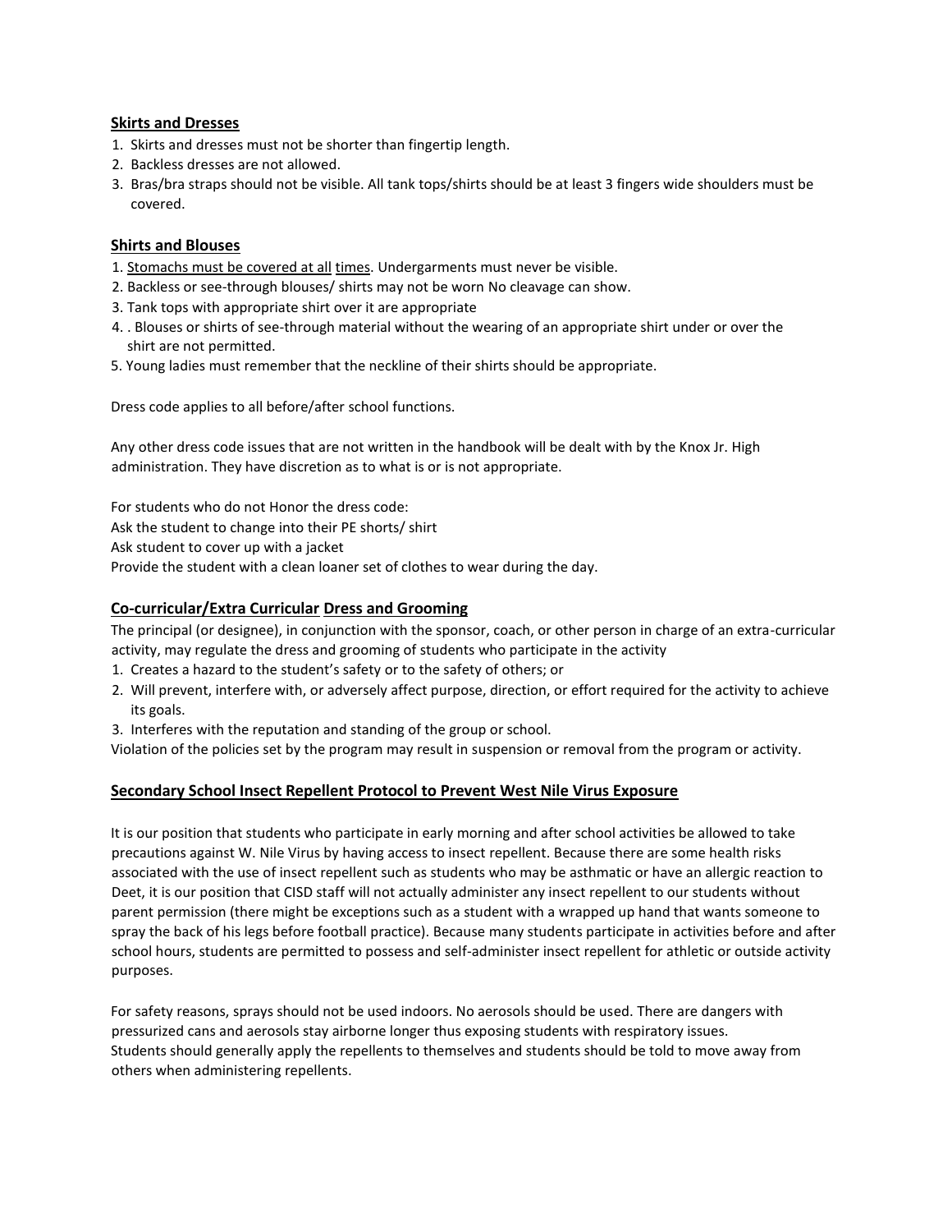## Skirts and Dresses

1. Skirts and dresses must not be shorter than fingertip length.
2. Backless dresses are not allowed.
3. Bras/bra straps should not be visible. All tank tops/shirts should be at least 3 fingers wide shoulders must be covered.

## Shirts and Blouses

1. Stomachs must be covered at all times. Undergarments must never be visible.
2. Backless or see-through blouses/ shirts may not be worn No cleavage can show.
3. Tank tops with appropriate shirt over it are appropriate
4. . Blouses or shirts of see-through material without the wearing of an appropriate shirt under or over the shirt are not permitted.
5. Young ladies must remember that the neckline of their shirts should be appropriate.

Dress code applies to all before/after school functions.

Any other dress code issues that are not written in the handbook will be dealt with by the Knox Jr. High administration. They have discretion as to what is or is not appropriate.

For students who do not Honor the dress code:
Ask the student to change into their PE shorts/ shirt
Ask student to cover up with a jacket
Provide the student with a clean loaner set of clothes to wear during the day.

## Co-curricular/Extra Curricular Dress and Grooming

The principal (or designee), in conjunction with the sponsor, coach, or other person in charge of an extra-curricular activity, may regulate the dress and grooming of students who participate in the activity

1. Creates a hazard to the student's safety or to the safety of others; or
2. Will prevent, interfere with, or adversely affect purpose, direction, or effort required for the activity to achieve its goals.
3. Interferes with the reputation and standing of the group or school.

Violation of the policies set by the program may result in suspension or removal from the program or activity.

## Secondary School Insect Repellent Protocol to Prevent West Nile Virus Exposure

It is our position that students who participate in early morning and after school activities be allowed to take precautions against W. Nile Virus by having access to insect repellent. Because there are some health risks associated with the use of insect repellent such as students who may be asthmatic or have an allergic reaction to Deet, it is our position that CISD staff will not actually administer any insect repellent to our students without parent permission (there might be exceptions such as a student with a wrapped up hand that wants someone to spray the back of his legs before football practice). Because many students participate in activities before and after school hours, students are permitted to possess and self-administer insect repellent for athletic or outside activity purposes.

For safety reasons, sprays should not be used indoors. No aerosols should be used. There are dangers with pressurized cans and aerosols stay airborne longer thus exposing students with respiratory issues. Students should generally apply the repellents to themselves and students should be told to move away from others when administering repellents.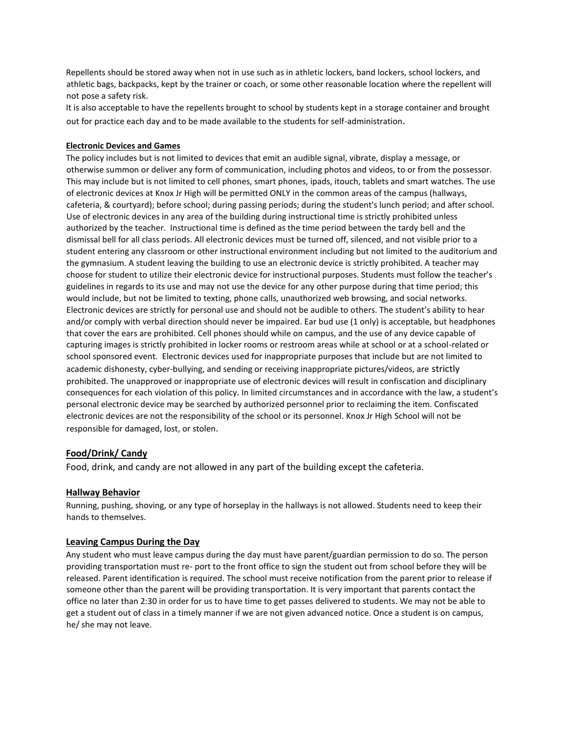Repellents should be stored away when not in use such as in athletic lockers, band lockers, school lockers, and athletic bags, backpacks, kept by the trainer or coach, or some other reasonable location where the repellent will not pose a safety risk.

It is also acceptable to have the repellents brought to school by students kept in a storage container and brought out for practice each day and to be made available to the students for self-administration.

**Electronic Devices and Games**

The policy includes but is not limited to devices that emit an audible signal, vibrate, display a message, or otherwise summon or deliver any form of communication, including photos and videos, to or from the possessor. This may include but is not limited to cell phones, smart phones, ipads, itouch, tablets and smart watches. The use of electronic devices at Knox Jr High will be permitted ONLY in the common areas of the campus (hallways, cafeteria, & courtyard); before school; during passing periods; during the student's lunch period; and after school. Use of electronic devices in any area of the building during instructional time is strictly prohibited unless authorized by the teacher. Instructional time is defined as the time period between the tardy bell and the dismissal bell for all class periods. All electronic devices must be turned off, silenced, and not visible prior to a student entering any classroom or other instructional environment including but not limited to the auditorium and the gymnasium. A student leaving the building to use an electronic device is strictly prohibited. A teacher may choose for student to utilize their electronic device for instructional purposes. Students must follow the teacher's guidelines in regards to its use and may not use the device for any other purpose during that time period; this would include, but not be limited to texting, phone calls, unauthorized web browsing, and social networks. Electronic devices are strictly for personal use and should not be audible to others. The student's ability to hear and/or comply with verbal direction should never be impaired. Ear bud use (1 only) is acceptable, but headphones that cover the ears are prohibited. Cell phones should while on campus, and the use of any device capable of capturing images is strictly prohibited in locker rooms or restroom areas while at school or at a school-related or school sponsored event. Electronic devices used for inappropriate purposes that include but are not limited to academic dishonesty, cyber-bullying, and sending or receiving inappropriate pictures/videos, are strictly prohibited. The unapproved or inappropriate use of electronic devices will result in confiscation and disciplinary consequences for each violation of this policy. In limited circumstances and in accordance with the law, a student's personal electronic device may be searched by authorized personnel prior to reclaiming the item. Confiscated electronic devices are not the responsibility of the school or its personnel. Knox Jr High School will not be responsible for damaged, lost, or stolen.

## Food/Drink/ Candy

Food, drink, and candy are not allowed in any part of the building except the cafeteria.

## Hallway Behavior

Running, pushing, shoving, or any type of horseplay in the hallways is not allowed. Students need to keep their hands to themselves.

## Leaving Campus During the Day

Any student who must leave campus during the day must have parent/guardian permission to do so. The person providing transportation must re- port to the front office to sign the student out from school before they will be released. Parent identification is required. The school must receive notification from the parent prior to release if someone other than the parent will be providing transportation. It is very important that parents contact the office no later than 2:30 in order for us to have time to get passes delivered to students. We may not be able to get a student out of class in a timely manner if we are not given advanced notice. Once a student is on campus, he/ she may not leave.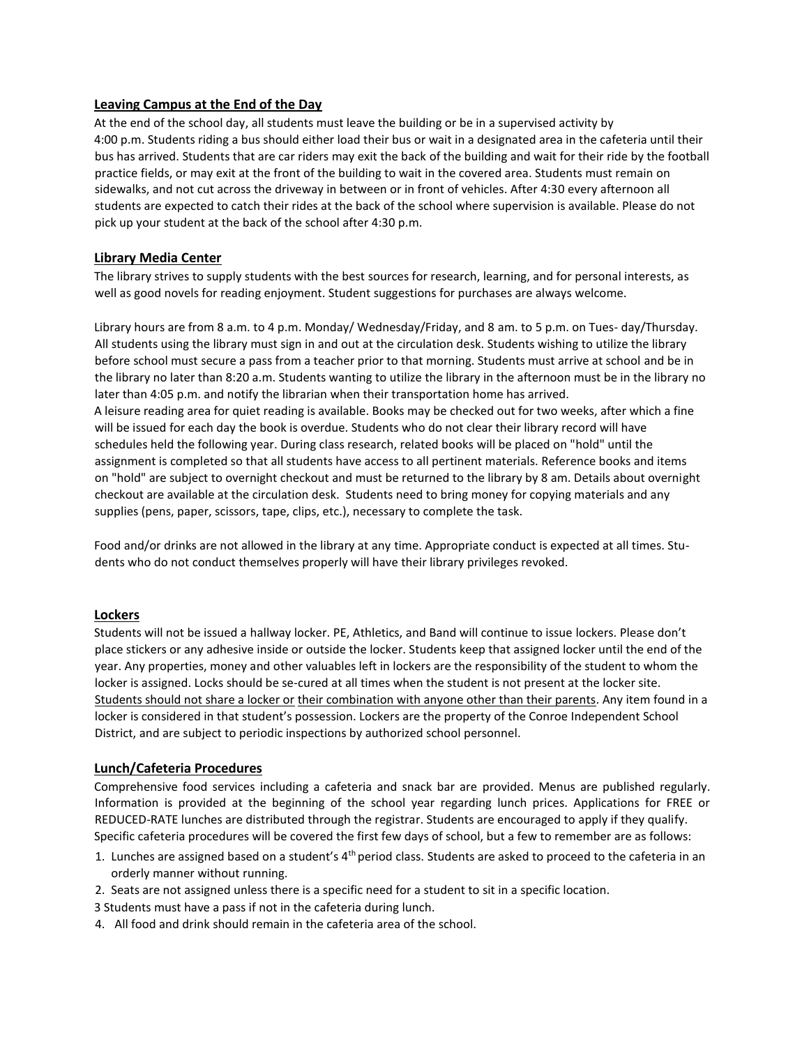## Leaving Campus at the End of the Day

At the end of the school day, all students must leave the building or be in a supervised activity by 4:00 p.m. Students riding a bus should either load their bus or wait in a designated area in the cafeteria until their bus has arrived. Students that are car riders may exit the back of the building and wait for their ride by the football practice fields, or may exit at the front of the building to wait in the covered area. Students must remain on sidewalks, and not cut across the driveway in between or in front of vehicles. After 4:30 every afternoon all students are expected to catch their rides at the back of the school where supervision is available. Please do not pick up your student at the back of the school after 4:30 p.m.

## Library Media Center

The library strives to supply students with the best sources for research, learning, and for personal interests, as well as good novels for reading enjoyment. Student suggestions for purchases are always welcome.

Library hours are from 8 a.m. to 4 p.m. Monday/ Wednesday/Friday, and 8 am. to 5 p.m. on Tues- day/Thursday. All students using the library must sign in and out at the circulation desk. Students wishing to utilize the library before school must secure a pass from a teacher prior to that morning. Students must arrive at school and be in the library no later than 8:20 a.m. Students wanting to utilize the library in the afternoon must be in the library no later than 4:05 p.m. and notify the librarian when their transportation home has arrived.
A leisure reading area for quiet reading is available. Books may be checked out for two weeks, after which a fine will be issued for each day the book is overdue. Students who do not clear their library record will have schedules held the following year. During class research, related books will be placed on "hold" until the assignment is completed so that all students have access to all pertinent materials. Reference books and items on "hold" are subject to overnight checkout and must be returned to the library by 8 am. Details about overnight checkout are available at the circulation desk. Students need to bring money for copying materials and any supplies (pens, paper, scissors, tape, clips, etc.), necessary to complete the task.

Food and/or drinks are not allowed in the library at any time. Appropriate conduct is expected at all times. Stu- dents who do not conduct themselves properly will have their library privileges revoked.

## Lockers

Students will not be issued a hallway locker. PE, Athletics, and Band will continue to issue lockers. Please don't place stickers or any adhesive inside or outside the locker. Students keep that assigned locker until the end of the year. Any properties, money and other valuables left in lockers are the responsibility of the student to whom the locker is assigned. Locks should be se-cured at all times when the student is not present at the locker site. <u>Students should not share a locker or their combination with anyone other than their parents</u>. Any item found in a locker is considered in that student's possession. Lockers are the property of the Conroe Independent School District, and are subject to periodic inspections by authorized school personnel.

## Lunch/Cafeteria Procedures

Comprehensive food services including a cafeteria and snack bar are provided. Menus are published regularly. Information is provided at the beginning of the school year regarding lunch prices. Applications for FREE or REDUCED-RATE lunches are distributed through the registrar. Students are encouraged to apply if they qualify. Specific cafeteria procedures will be covered the first few days of school, but a few to remember are as follows:

1. Lunches are assigned based on a student's 4$^{th}$ period class. Students are asked to proceed to the cafeteria in an orderly manner without running.
2. Seats are not assigned unless there is a specific need for a student to sit in a specific location.
3. Students must have a pass if not in the cafeteria during lunch.
4. All food and drink should remain in the cafeteria area of the school.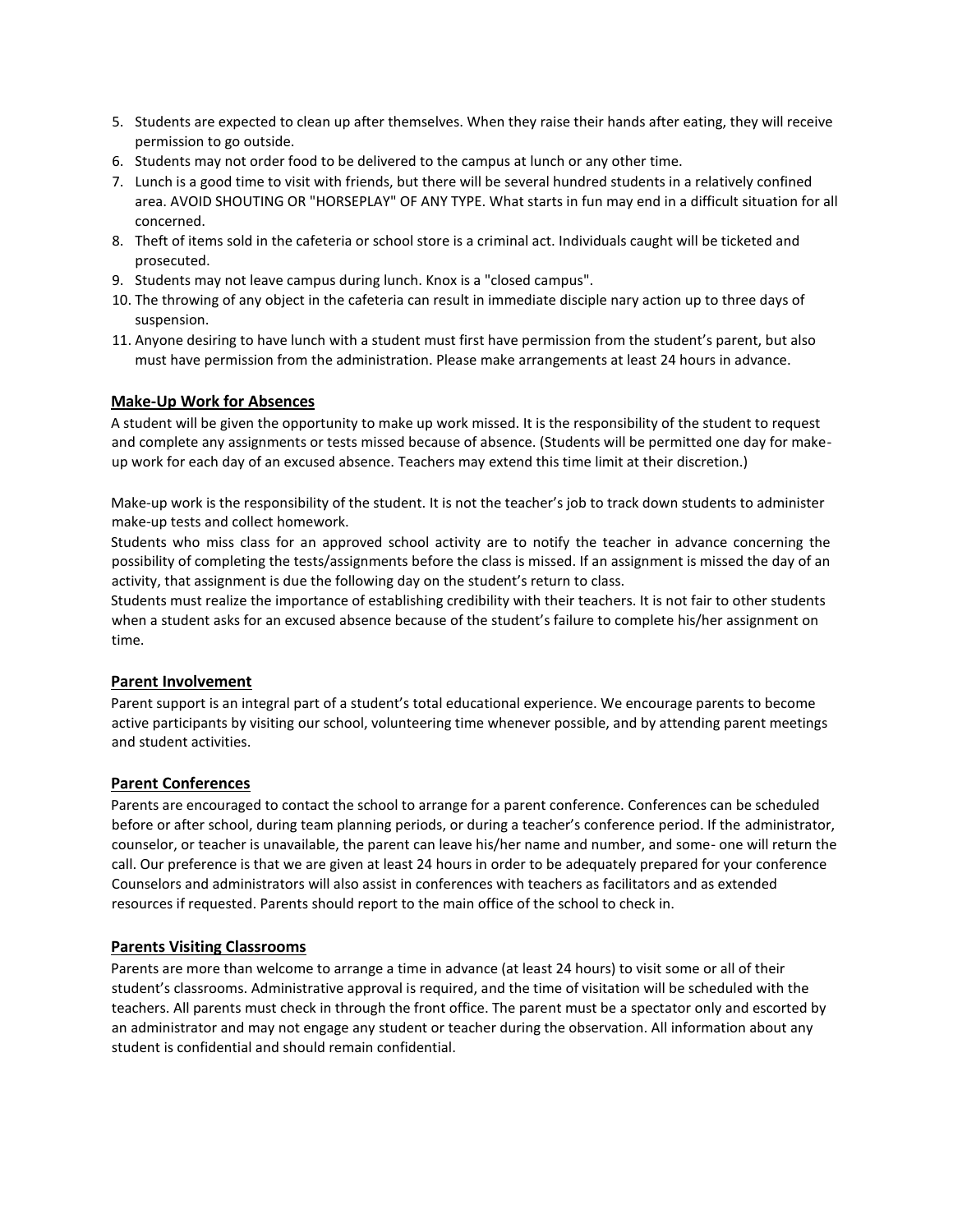5. Students are expected to clean up after themselves. When they raise their hands after eating, they will receive permission to go outside.
6. Students may not order food to be delivered to the campus at lunch or any other time.
7. Lunch is a good time to visit with friends, but there will be several hundred students in a relatively confined area. AVOID SHOUTING OR "HORSEPLAY" OF ANY TYPE. What starts in fun may end in a difficult situation for all concerned.
8. Theft of items sold in the cafeteria or school store is a criminal act. Individuals caught will be ticketed and prosecuted.
9. Students may not leave campus during lunch. Knox is a "closed campus".
10. The throwing of any object in the cafeteria can result in immediate disciple nary action up to three days of suspension.
11. Anyone desiring to have lunch with a student must first have permission from the student's parent, but also must have permission from the administration. Please make arrangements at least 24 hours in advance.

## Make-Up Work for Absences

A student will be given the opportunity to make up work missed. It is the responsibility of the student to request and complete any assignments or tests missed because of absence. (Students will be permitted one day for make-up work for each day of an excused absence. Teachers may extend this time limit at their discretion.)

Make-up work is the responsibility of the student. It is not the teacher's job to track down students to administer make-up tests and collect homework.

Students who miss class for an approved school activity are to notify the teacher in advance concerning the possibility of completing the tests/assignments before the class is missed. If an assignment is missed the day of an activity, that assignment is due the following day on the student's return to class.

Students must realize the importance of establishing credibility with their teachers. It is not fair to other students when a student asks for an excused absence because of the student's failure to complete his/her assignment on time.

## Parent Involvement

Parent support is an integral part of a student's total educational experience. We encourage parents to become active participants by visiting our school, volunteering time whenever possible, and by attending parent meetings and student activities.

## Parent Conferences

Parents are encouraged to contact the school to arrange for a parent conference. Conferences can be scheduled before or after school, during team planning periods, or during a teacher's conference period. If the administrator, counselor, or teacher is unavailable, the parent can leave his/her name and number, and some- one will return the call. Our preference is that we are given at least 24 hours in order to be adequately prepared for your conference Counselors and administrators will also assist in conferences with teachers as facilitators and as extended resources if requested. Parents should report to the main office of the school to check in.

## Parents Visiting Classrooms

Parents are more than welcome to arrange a time in advance (at least 24 hours) to visit some or all of their student's classrooms. Administrative approval is required, and the time of visitation will be scheduled with the teachers. All parents must check in through the front office. The parent must be a spectator only and escorted by an administrator and may not engage any student or teacher during the observation. All information about any student is confidential and should remain confidential.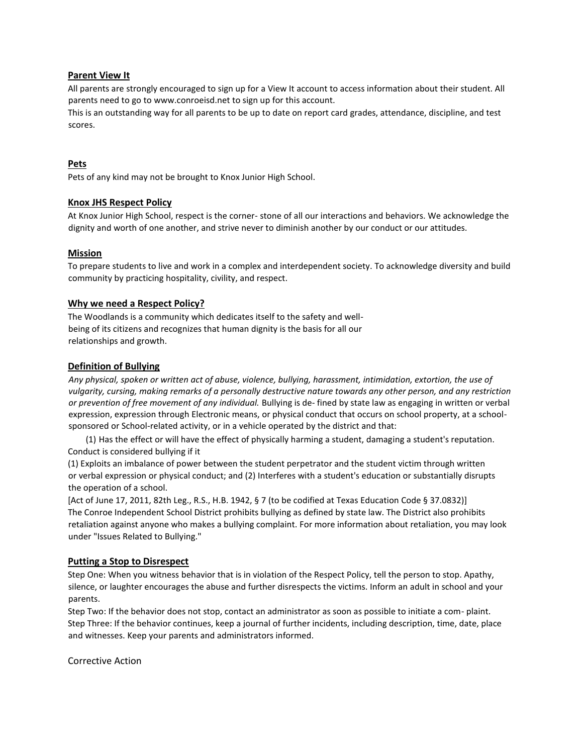**Parent View It**

All parents are strongly encouraged to sign up for a View It account to access information about their student. All parents need to go to www.conroeisd.net to sign up for this account.
This is an outstanding way for all parents to be up to date on report card grades, attendance, discipline, and test scores.

**Pets**

Pets of any kind may not be brought to Knox Junior High School.

**Knox JHS Respect Policy**

At Knox Junior High School, respect is the corner- stone of all our interactions and behaviors. We acknowledge the dignity and worth of one another, and strive never to diminish another by our conduct or our attitudes.

**Mission**

To prepare students to live and work in a complex and interdependent society. To acknowledge diversity and build community by practicing hospitality, civility, and respect.

**Why we need a Respect Policy?**

The Woodlands is a community which dedicates itself to the safety and well-being of its citizens and recognizes that human dignity is the basis for all our relationships and growth.

**Definition of Bullying**

*Any physical, spoken or written act of abuse, violence, bullying, harassment, intimidation, extortion, the use of vulgarity, cursing, making remarks of a personally destructive nature towards any other person, and any restriction or prevention of free movement of any individual.* Bullying is de- fined by state law as engaging in written or verbal expression, expression through Electronic means, or physical conduct that occurs on school property, at a school-sponsored or School-related activity, or in a vehicle operated by the district and that:

(1) Has the effect or will have the effect of physically harming a student, damaging a student's reputation.
Conduct is considered bullying if it
(1) Exploits an imbalance of power between the student perpetrator and the student victim through written or verbal expression or physical conduct; and (2) Interferes with a student's education or substantially disrupts the operation of a school.
[Act of June 17, 2011, 82th Leg., R.S., H.B. 1942, § 7 (to be codified at Texas Education Code § 37.0832)]
The Conroe Independent School District prohibits bullying as defined by state law. The District also prohibits retaliation against anyone who makes a bullying complaint. For more information about retaliation, you may look under "Issues Related to Bullying."

**Putting a Stop to Disrespect**

Step One: When you witness behavior that is in violation of the Respect Policy, tell the person to stop. Apathy, silence, or laughter encourages the abuse and further disrespects the victims. Inform an adult in school and your parents.
Step Two: If the behavior does not stop, contact an administrator as soon as possible to initiate a com- plaint.
Step Three: If the behavior continues, keep a journal of further incidents, including description, time, date, place and witnesses. Keep your parents and administrators informed.

Corrective Action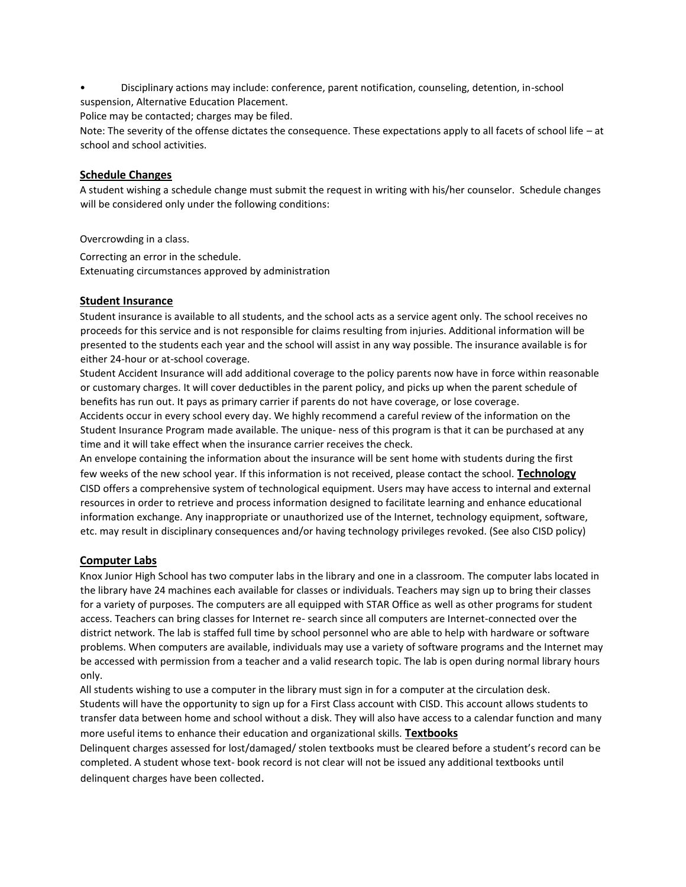- Disciplinary actions may include: conference, parent notification, counseling, detention, in-school suspension, Alternative Education Placement.

Police may be contacted; charges may be filed.

Note: The severity of the offense dictates the consequence. These expectations apply to all facets of school life – at school and school activities.

## Schedule Changes

A student wishing a schedule change must submit the request in writing with his/her counselor. Schedule changes will be considered only under the following conditions:

Overcrowding in a class.

Correcting an error in the schedule.

Extenuating circumstances approved by administration

## Student Insurance

Student insurance is available to all students, and the school acts as a service agent only. The school receives no proceeds for this service and is not responsible for claims resulting from injuries. Additional information will be presented to the students each year and the school will assist in any way possible. The insurance available is for either 24-hour or at-school coverage.

Student Accident Insurance will add additional coverage to the policy parents now have in force within reasonable or customary charges. It will cover deductibles in the parent policy, and picks up when the parent schedule of benefits has run out. It pays as primary carrier if parents do not have coverage, or lose coverage.

Accidents occur in every school every day. We highly recommend a careful review of the information on the Student Insurance Program made available. The unique- ness of this program is that it can be purchased at any time and it will take effect when the insurance carrier receives the check.

An envelope containing the information about the insurance will be sent home with students during the first few weeks of the new school year. If this information is not received, please contact the school.

## Technology

CISD offers a comprehensive system of technological equipment. Users may have access to internal and external resources in order to retrieve and process information designed to facilitate learning and enhance educational information exchange. Any inappropriate or unauthorized use of the Internet, technology equipment, software, etc. may result in disciplinary consequences and/or having technology privileges revoked. (See also CISD policy)

## Computer Labs

Knox Junior High School has two computer labs in the library and one in a classroom. The computer labs located in the library have 24 machines each available for classes or individuals. Teachers may sign up to bring their classes for a variety of purposes. The computers are all equipped with STAR Office as well as other programs for student access. Teachers can bring classes for Internet re- search since all computers are Internet-connected over the district network. The lab is staffed full time by school personnel who are able to help with hardware or software problems. When computers are available, individuals may use a variety of software programs and the Internet may be accessed with permission from a teacher and a valid research topic. The lab is open during normal library hours only.

All students wishing to use a computer in the library must sign in for a computer at the circulation desk.

Students will have the opportunity to sign up for a First Class account with CISD. This account allows students to transfer data between home and school without a disk. They will also have access to a calendar function and many more useful items to enhance their education and organizational skills.

## Textbooks

Delinquent charges assessed for lost/damaged/ stolen textbooks must be cleared before a student's record can be completed. A student whose text- book record is not clear will not be issued any additional textbooks until delinquent charges have been collected.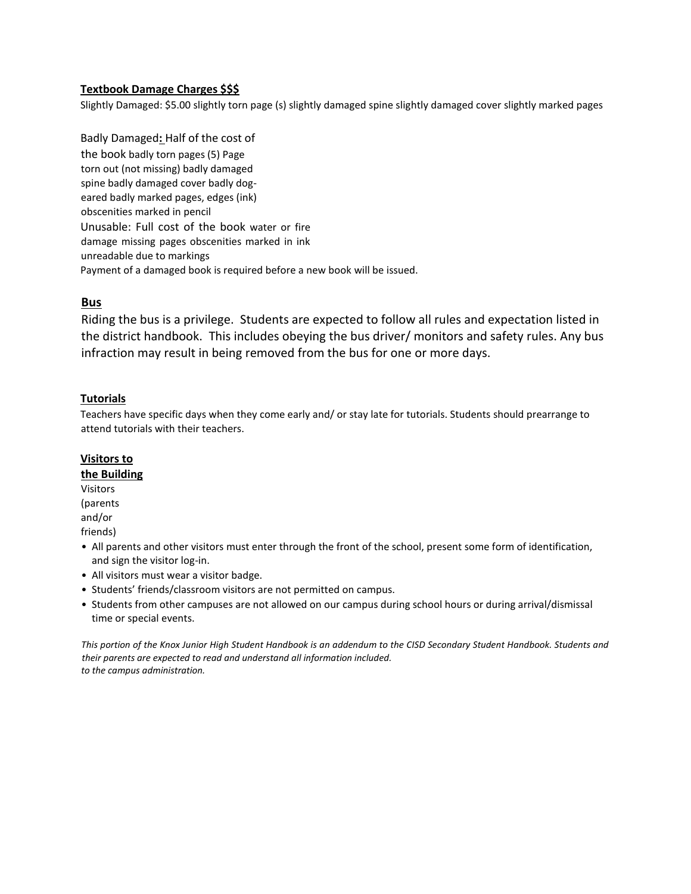**Textbook Damage Charges $$$**

Slightly Damaged: $5.00 slightly torn page (s) slightly damaged spine slightly damaged cover slightly marked pages

Badly Damaged: Half of the cost of the book badly torn pages (5) Page torn out (not missing) badly damaged spine badly damaged cover badly dog-eared badly marked pages, edges (ink) obscenities marked in pencil

Unusable: Full cost of the book water or fire damage missing pages obscenities marked in ink unreadable due to markings

Payment of a damaged book is required before a new book will be issued.

**Bus**

Riding the bus is a privilege. Students are expected to follow all rules and expectation listed in the district handbook. This includes obeying the bus driver/ monitors and safety rules. Any bus infraction may result in being removed from the bus for one or more days.

**Tutorials**

Teachers have specific days when they come early and/ or stay late for tutorials. Students should prearrange to attend tutorials with their teachers.

**Visitors to the Building**

Visitors (parents and/or friends)

- All parents and other visitors must enter through the front of the school, present some form of identification, and sign the visitor log-in.
- All visitors must wear a visitor badge.
- Students' friends/classroom visitors are not permitted on campus.
- Students from other campuses are not allowed on our campus during school hours or during arrival/dismissal time or special events.

*This portion of the Knox Junior High Student Handbook is an addendum to the CISD Secondary Student Handbook. Students and their parents are expected to read and understand all information included. to the campus administration.*